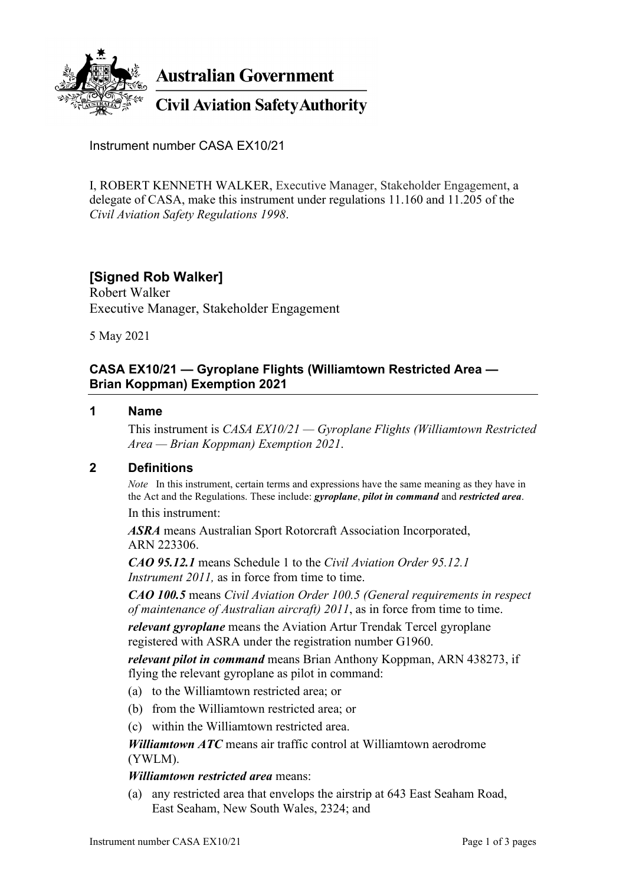Australian Government

Civil Aviation Safety Authority

Instrument number CASA EX10/21

I, ROBERT KENNETH WALKER, Executive Manager, Stakeholder Engagement, a delegate of CASA, make this instrument under regulations 11.160 and 11.205 of the *Civil Aviation Safety Regulations 1998*.

**[Signed Rob Walker]**
Robert Walker
Executive Manager, Stakeholder Engagement

5 May 2021

## CASA EX10/21 — Gyroplane Flights (Williamtown Restricted Area — Brian Koppman) Exemption 2021

### 1 Name

This instrument is *CASA EX10/21 — Gyroplane Flights (Williamtown Restricted Area — Brian Koppman) Exemption 2021*.

### 2 Definitions

*Note* In this instrument, certain terms and expressions have the same meaning as they have in the Act and the Regulations. These include: ***gyroplane***, ***pilot in command*** and ***restricted area***.

In this instrument:

***ASRA*** means Australian Sport Rotorcraft Association Incorporated, ARN 223306.

***CAO 95.12.1*** means Schedule 1 to the *Civil Aviation Order 95.12.1 Instrument 2011,* as in force from time to time.

***CAO 100.5*** means *Civil Aviation Order 100.5 (General requirements in respect of maintenance of Australian aircraft) 2011*, as in force from time to time.

***relevant gyroplane*** means the Aviation Artur Trendak Tercel gyroplane registered with ASRA under the registration number G1960.

***relevant pilot in command*** means Brian Anthony Koppman, ARN 438273, if flying the relevant gyroplane as pilot in command:

(a) to the Williamtown restricted area; or
(b) from the Williamtown restricted area; or
(c) within the Williamtown restricted area.

***Williamtown ATC*** means air traffic control at Williamtown aerodrome (YWLM).

***Williamtown restricted area*** means:

(a) any restricted area that envelops the airstrip at 643 East Seaham Road, East Seaham, New South Wales, 2324; and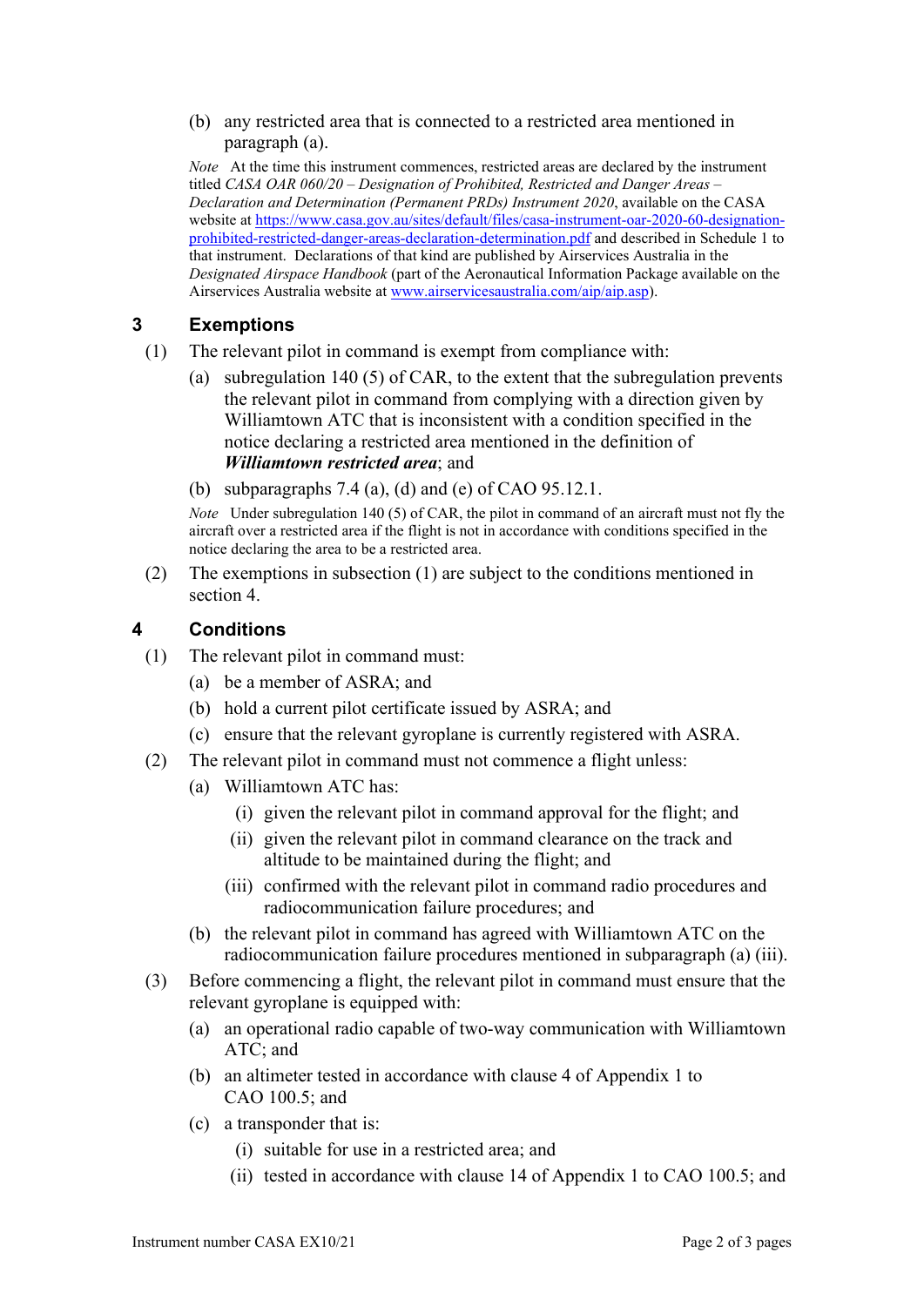(b) any restricted area that is connected to a restricted area mentioned in paragraph (a).

*Note* At the time this instrument commences, restricted areas are declared by the instrument titled *CASA OAR 060/20 – Designation of Prohibited, Restricted and Danger Areas – Declaration and Determination (Permanent PRDs) Instrument 2020*, available on the CASA website at [https://www.casa.gov.au/sites/default/files/casa-instrument-oar-2020-60-designation-prohibited-restricted-danger-areas-declaration-determination.pdf](https://www.casa.gov.au/sites/default/files/casa-instrument-oar-2020-60-designation-prohibited-restricted-danger-areas-declaration-determination.pdf) and described in Schedule 1 to that instrument. Declarations of that kind are published by Airservices Australia in the *Designated Airspace Handbook* (part of the Aeronautical Information Package available on the Airservices Australia website at [www.airservicesaustralia.com/aip/aip.asp](www.airservicesaustralia.com/aip/aip.asp)).

## 3 Exemptions

(1) The relevant pilot in command is exempt from compliance with:

(a) subregulation 140 (5) of CAR, to the extent that the subregulation prevents the relevant pilot in command from complying with a direction given by Williamtown ATC that is inconsistent with a condition specified in the notice declaring a restricted area mentioned in the definition of ***Williamtown restricted area***; and

(b) subparagraphs 7.4 (a), (d) and (e) of CAO 95.12.1.

*Note* Under subregulation 140 (5) of CAR, the pilot in command of an aircraft must not fly the aircraft over a restricted area if the flight is not in accordance with conditions specified in the notice declaring the area to be a restricted area.

(2) The exemptions in subsection (1) are subject to the conditions mentioned in section 4.

## 4 Conditions

(1) The relevant pilot in command must:

(a) be a member of ASRA; and

(b) hold a current pilot certificate issued by ASRA; and

(c) ensure that the relevant gyroplane is currently registered with ASRA.

(2) The relevant pilot in command must not commence a flight unless:

(a) Williamtown ATC has:

(i) given the relevant pilot in command approval for the flight; and

(ii) given the relevant pilot in command clearance on the track and altitude to be maintained during the flight; and

(iii) confirmed with the relevant pilot in command radio procedures and radiocommunication failure procedures; and

(b) the relevant pilot in command has agreed with Williamtown ATC on the radiocommunication failure procedures mentioned in subparagraph (a) (iii).

(3) Before commencing a flight, the relevant pilot in command must ensure that the relevant gyroplane is equipped with:

(a) an operational radio capable of two-way communication with Williamtown ATC; and

(b) an altimeter tested in accordance with clause 4 of Appendix 1 to CAO 100.5; and

(c) a transponder that is:

(i) suitable for use in a restricted area; and

(ii) tested in accordance with clause 14 of Appendix 1 to CAO 100.5; and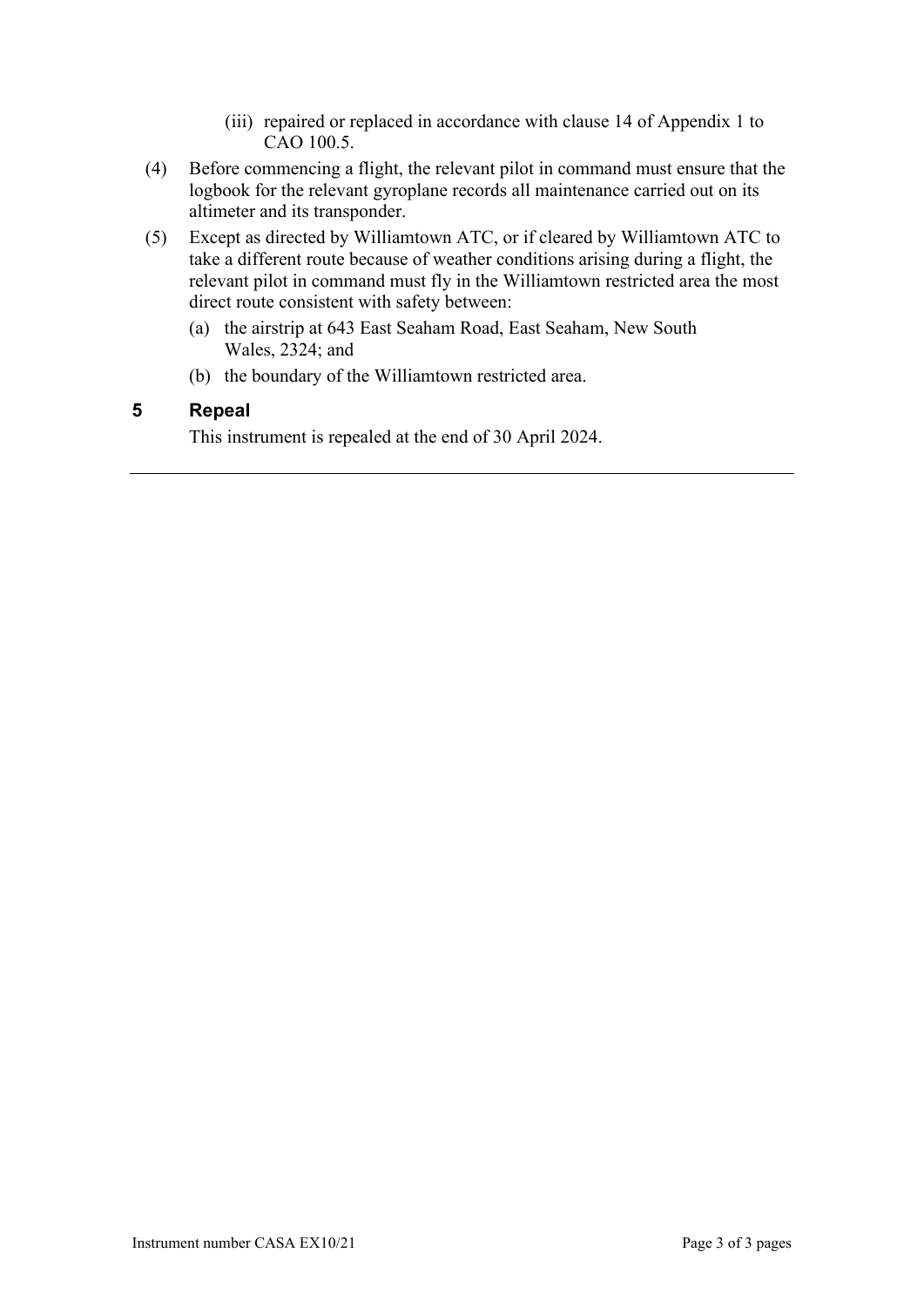(iii) repaired or replaced in accordance with clause 14 of Appendix 1 to CAO 100.5.

(4) Before commencing a flight, the relevant pilot in command must ensure that the logbook for the relevant gyroplane records all maintenance carried out on its altimeter and its transponder.

(5) Except as directed by Williamtown ATC, or if cleared by Williamtown ATC to take a different route because of weather conditions arising during a flight, the relevant pilot in command must fly in the Williamtown restricted area the most direct route consistent with safety between:

(a) the airstrip at 643 East Seaham Road, East Seaham, New South Wales, 2324; and

(b) the boundary of the Williamtown restricted area.

## 5 Repeal

This instrument is repealed at the end of 30 April 2024.